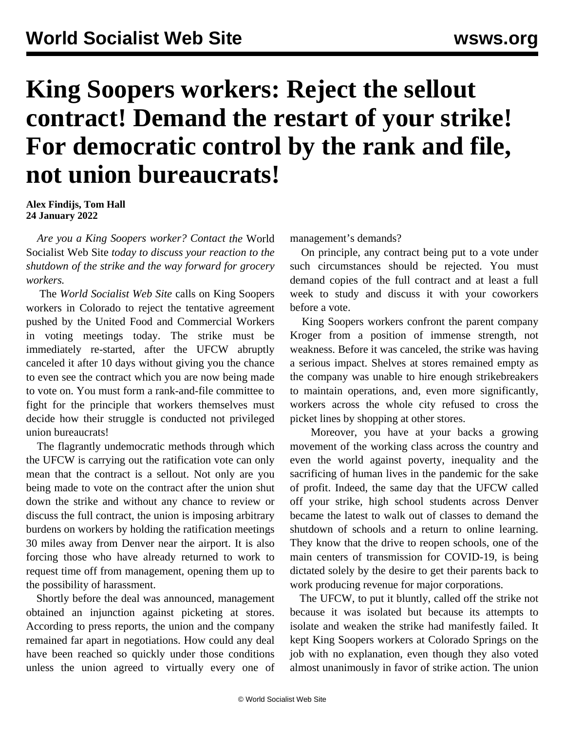# King Soopers workers: Reject the sellout contract! Demand the restart of your strike! For democratic control by the rank and file, not union bureaucrats!

**Alex Findijs, Tom Hall**
**24 January 2022**

*Are you a King Soopers worker? Contact the* World Socialist Web Site *today to discuss your reaction to the shutdown of the strike and the way forward for grocery workers.*

The *World Socialist Web Site* calls on King Soopers workers in Colorado to reject the tentative agreement pushed by the United Food and Commercial Workers in voting meetings today. The strike must be immediately re-started, after the UFCW abruptly canceled it after 10 days without giving you the chance to even see the contract which you are now being made to vote on. You must form a rank-and-file committee to fight for the principle that workers themselves must decide how their struggle is conducted not privileged union bureaucrats!

The flagrantly undemocratic methods through which the UFCW is carrying out the ratification vote can only mean that the contract is a sellout. Not only are you being made to vote on the contract after the union shut down the strike and without any chance to review or discuss the full contract, the union is imposing arbitrary burdens on workers by holding the ratification meetings 30 miles away from Denver near the airport. It is also forcing those who have already returned to work to request time off from management, opening them up to the possibility of harassment.

Shortly before the deal was announced, management obtained an injunction against picketing at stores. According to press reports, the union and the company remained far apart in negotiations. How could any deal have been reached so quickly under those conditions unless the union agreed to virtually every one of management's demands?

On principle, any contract being put to a vote under such circumstances should be rejected. You must demand copies of the full contract and at least a full week to study and discuss it with your coworkers before a vote.

King Soopers workers confront the parent company Kroger from a position of immense strength, not weakness. Before it was canceled, the strike was having a serious impact. Shelves at stores remained empty as the company was unable to hire enough strikebreakers to maintain operations, and, even more significantly, workers across the whole city refused to cross the picket lines by shopping at other stores.

Moreover, you have at your backs a growing movement of the working class across the country and even the world against poverty, inequality and the sacrificing of human lives in the pandemic for the sake of profit. Indeed, the same day that the UFCW called off your strike, high school students across Denver became the latest to walk out of classes to demand the shutdown of schools and a return to online learning. They know that the drive to reopen schools, one of the main centers of transmission for COVID-19, is being dictated solely by the desire to get their parents back to work producing revenue for major corporations.

The UFCW, to put it bluntly, called off the strike not because it was isolated but because its attempts to isolate and weaken the strike had manifestly failed. It kept King Soopers workers at Colorado Springs on the job with no explanation, even though they also voted almost unanimously in favor of strike action. The union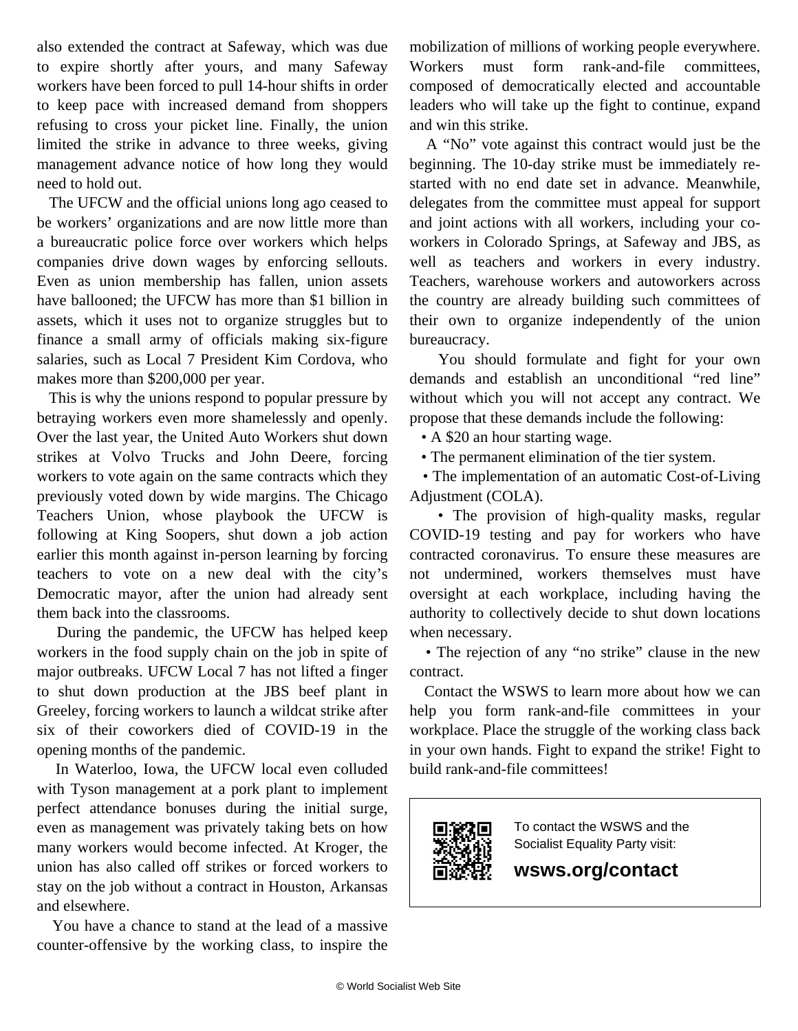also extended the contract at Safeway, which was due to expire shortly after yours, and many Safeway workers have been forced to pull 14-hour shifts in order to keep pace with increased demand from shoppers refusing to cross your picket line. Finally, the union limited the strike in advance to three weeks, giving management advance notice of how long they would need to hold out.

The UFCW and the official unions long ago ceased to be workers' organizations and are now little more than a bureaucratic police force over workers which helps companies drive down wages by enforcing sellouts. Even as union membership has fallen, union assets have ballooned; the UFCW has more than $1 billion in assets, which it uses not to organize struggles but to finance a small army of officials making six-figure salaries, such as Local 7 President Kim Cordova, who makes more than $200,000 per year.

This is why the unions respond to popular pressure by betraying workers even more shamelessly and openly. Over the last year, the United Auto Workers shut down strikes at Volvo Trucks and John Deere, forcing workers to vote again on the same contracts which they previously voted down by wide margins. The Chicago Teachers Union, whose playbook the UFCW is following at King Soopers, shut down a job action earlier this month against in-person learning by forcing teachers to vote on a new deal with the city's Democratic mayor, after the union had already sent them back into the classrooms.

During the pandemic, the UFCW has helped keep workers in the food supply chain on the job in spite of major outbreaks. UFCW Local 7 has not lifted a finger to shut down production at the JBS beef plant in Greeley, forcing workers to launch a wildcat strike after six of their coworkers died of COVID-19 in the opening months of the pandemic.

In Waterloo, Iowa, the UFCW local even colluded with Tyson management at a pork plant to implement perfect attendance bonuses during the initial surge, even as management was privately taking bets on how many workers would become infected. At Kroger, the union has also called off strikes or forced workers to stay on the job without a contract in Houston, Arkansas and elsewhere.

You have a chance to stand at the lead of a massive counter-offensive by the working class, to inspire the mobilization of millions of working people everywhere. Workers must form rank-and-file committees, composed of democratically elected and accountable leaders who will take up the fight to continue, expand and win this strike.

A "No" vote against this contract would just be the beginning. The 10-day strike must be immediately re-started with no end date set in advance. Meanwhile, delegates from the committee must appeal for support and joint actions with all workers, including your co-workers in Colorado Springs, at Safeway and JBS, as well as teachers and workers in every industry. Teachers, warehouse workers and autoworkers across the country are already building such committees of their own to organize independently of the union bureaucracy.

You should formulate and fight for your own demands and establish an unconditional "red line" without which you will not accept any contract. We propose that these demands include the following:

- A $20 an hour starting wage.
- The permanent elimination of the tier system.
- The implementation of an automatic Cost-of-Living Adjustment (COLA).
- The provision of high-quality masks, regular COVID-19 testing and pay for workers who have contracted coronavirus. To ensure these measures are not undermined, workers themselves must have oversight at each workplace, including having the authority to collectively decide to shut down locations when necessary.
- The rejection of any "no strike" clause in the new contract.

Contact the WSWS to learn more about how we can help you form rank-and-file committees in your workplace. Place the struggle of the working class back in your own hands. Fight to expand the strike! Fight to build rank-and-file committees!

To contact the WSWS and the Socialist Equality Party visit:

**wsws.org/contact**